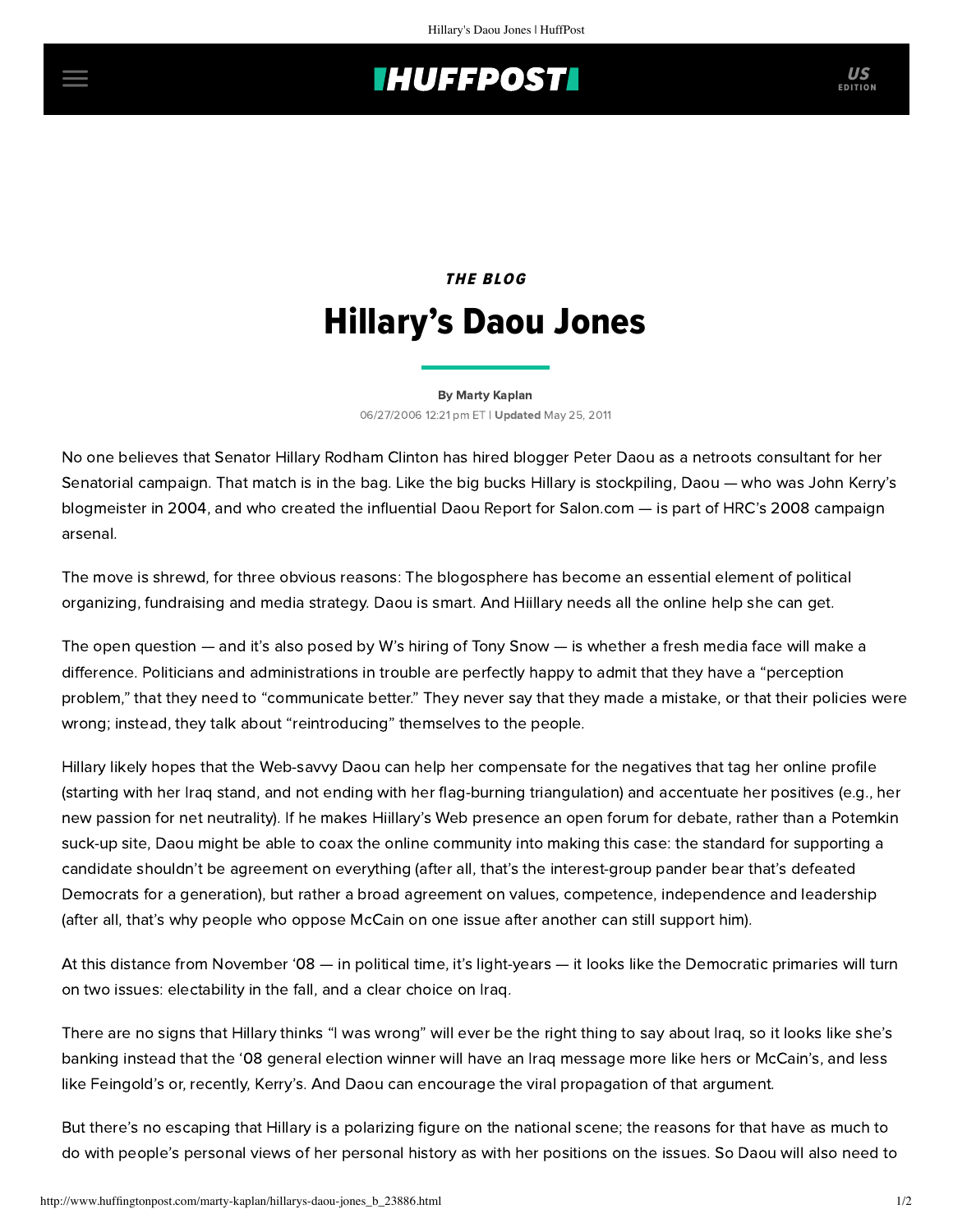*THE BLOG*

# Hillary's Daou Jones

By Marty Kaplan

06/27/2006 12:21 pm ET | **Updated** May 25, 2011

No one believes that Senator Hillary Rodham Clinton has hired blogger Peter Daou as a netroots consultant for her Senatorial campaign. That match is in the bag. Like the big bucks Hillary is stockpiling, Daou — who was John Kerry's blogmeister in 2004, and who created the influential Daou Report for Salon.com — is part of HRC's 2008 campaign arsenal.

The move is shrewd, for three obvious reasons: The blogosphere has become an essential element of political organizing, fundraising and media strategy. Daou is smart. And Hiillary needs all the online help she can get.

The open question — and it's also posed by W's hiring of Tony Snow — is whether a fresh media face will make a difference. Politicians and administrations in trouble are perfectly happy to admit that they have a "perception problem," that they need to "communicate better." They never say that they made a mistake, or that their policies were wrong; instead, they talk about "reintroducing" themselves to the people.

Hillary likely hopes that the Web-savvy Daou can help her compensate for the negatives that tag her online profile (starting with her Iraq stand, and not ending with her flag-burning triangulation) and accentuate her positives (e.g., her new passion for net neutrality). If he makes Hiillary's Web presence an open forum for debate, rather than a Potemkin suck-up site, Daou might be able to coax the online community into making this case: the standard for supporting a candidate shouldn't be agreement on everything (after all, that's the interest-group pander bear that's defeated Democrats for a generation), but rather a broad agreement on values, competence, independence and leadership (after all, that's why people who oppose McCain on one issue after another can still support him).

At this distance from November '08 — in political time, it's light-years — it looks like the Democratic primaries will turn on two issues: electability in the fall, and a clear choice on Iraq.

There are no signs that Hillary thinks "I was wrong" will ever be the right thing to say about Iraq, so it looks like she's banking instead that the '08 general election winner will have an Iraq message more like hers or McCain's, and less like Feingold's or, recently, Kerry's. And Daou can encourage the viral propagation of that argument.

But there's no escaping that Hillary is a polarizing figure on the national scene; the reasons for that have as much to do with people's personal views of her personal history as with her positions on the issues. So Daou will also need to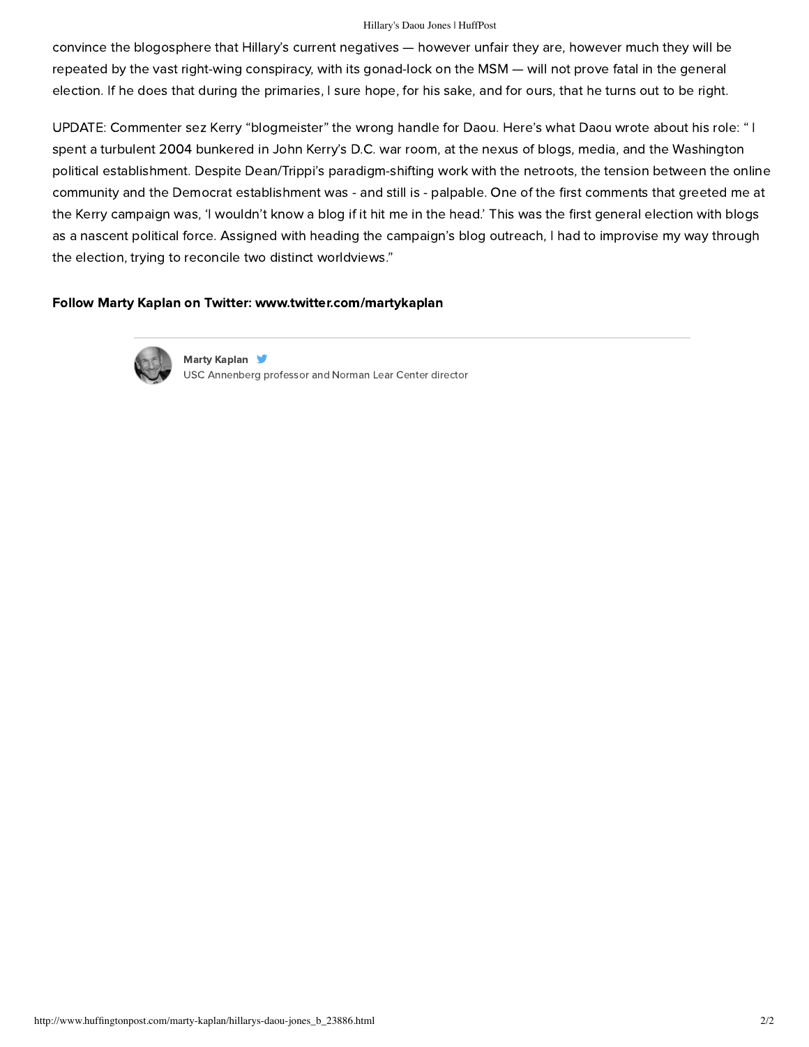convince the blogosphere that Hillary's current negatives — however unfair they are, however much they will be repeated by the vast right-wing conspiracy, with its gonad-lock on the MSM — will not prove fatal in the general election. If he does that during the primaries, I sure hope, for his sake, and for ours, that he turns out to be right.

UPDATE: Commenter sez Kerry "blogmeister" the wrong handle for Daou. Here's what Daou wrote about his role: " I spent a turbulent 2004 bunkered in John Kerry's D.C. war room, at the nexus of blogs, media, and the Washington political establishment. Despite Dean/Trippi's paradigm-shifting work with the netroots, the tension between the online community and the Democrat establishment was - and still is - palpable. One of the first comments that greeted me at the Kerry campaign was, 'I wouldn't know a blog if it hit me in the head.' This was the first general election with blogs as a nascent political force. Assigned with heading the campaign's blog outreach, I had to improvise my way through the election, trying to reconcile two distinct worldviews."

**Follow Marty Kaplan on Twitter: www.twitter.com/martykaplan**

**Marty Kaplan**
USC Annenberg professor and Norman Lear Center director